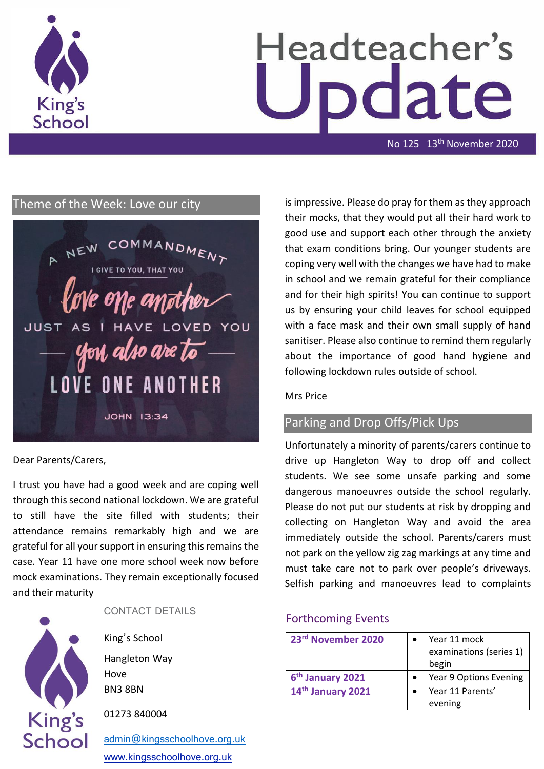# Headteacher's Update

No 125 13th November 2020

## Theme of the Week: Love our city

A NEW COMMANDMENT I GIVE TO YOU, THAT YOU love one another JUST AS I HAVE LOVED YOU you also are to LOVE ONE ANOTHER

JOHN 13:34

Dear Parents/Carers,

I trust you have had a good week and are coping well through this second national lockdown. We are grateful to still have the site filled with students; their attendance remains remarkably high and we are grateful for all your support in ensuring this remains the case. Year 11 have one more school week now before mock examinations. They remain exceptionally focused and their maturity is impressive. Please do pray for them as they approach their mocks, that they would put all their hard work to good use and support each other through the anxiety that exam conditions bring. Our younger students are coping very well with the changes we have had to make in school and we remain grateful for their compliance and for their high spirits! You can continue to support us by ensuring your child leaves for school equipped with a face mask and their own small supply of hand sanitiser. Please also continue to remind them regularly about the importance of good hand hygiene and following lockdown rules outside of school.

Mrs Price

## Parking and Drop Offs/Pick Ups

Unfortunately a minority of parents/carers continue to drive up Hangleton Way to drop off and collect students. We see some unsafe parking and some dangerous manoeuvres outside the school regularly. Please do not put our students at risk by dropping and collecting on Hangleton Way and avoid the area immediately outside the school. Parents/carers must not park on the yellow zig zag markings at any time and must take care not to park over people's driveways. Selfish parking and manoeuvres lead to complaints

## Forthcoming Events

| Date | Event |
| --- | --- |
| **23rd November 2020** | • Year 11 mock examinations (series 1) begin |
| **6th January 2021** | • Year 9 Options Evening |
| **14th January 2021** | • Year 11 Parents' evening |

CONTACT DETAILS

King's School

Hangleton Way

Hove

BN3 8BN

01273 840004

admin@kingsschoolhove.org.uk

www.kingsschoolhove.org.uk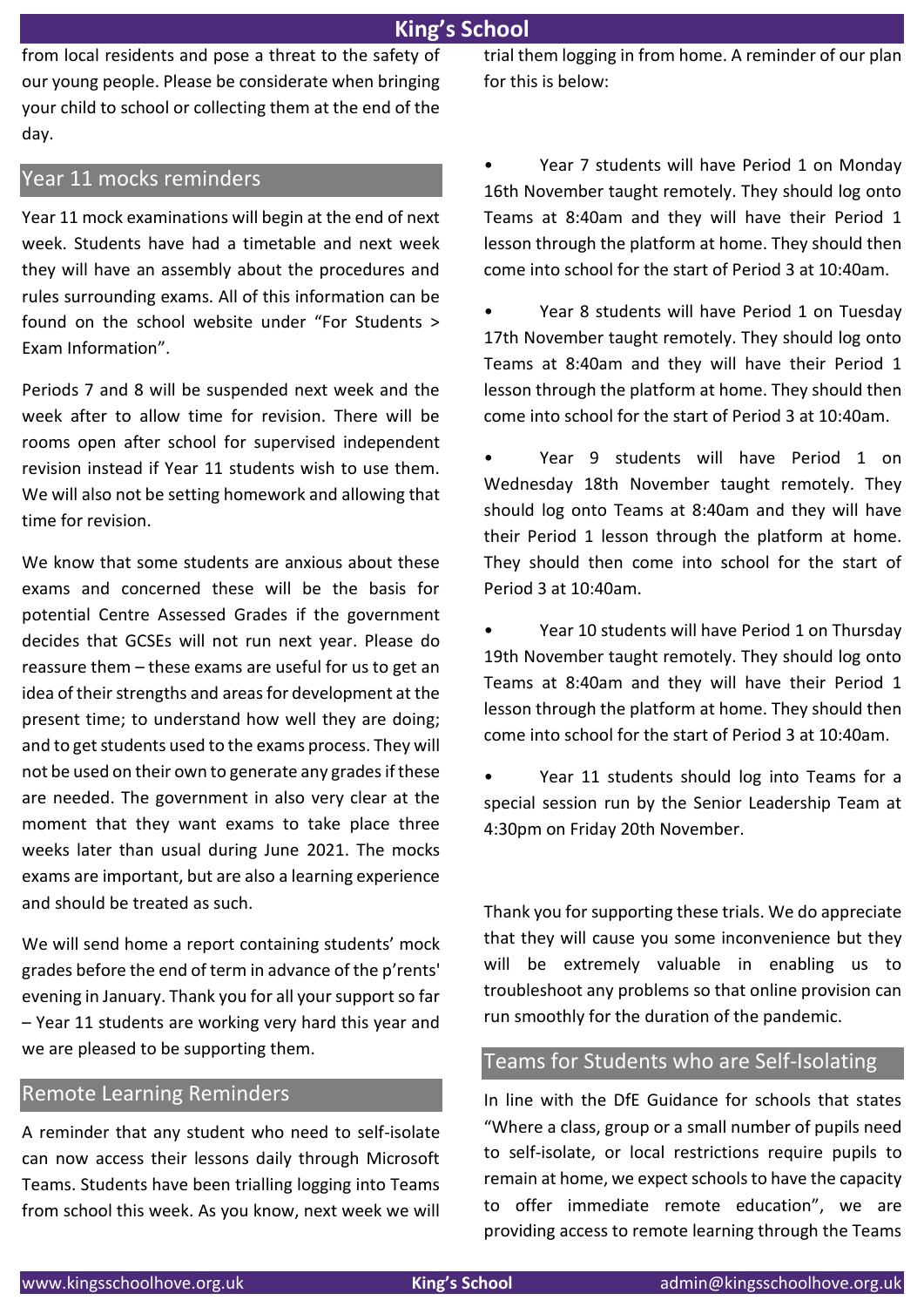from local residents and pose a threat to the safety of our young people. Please be considerate when bringing your child to school or collecting them at the end of the day.

## Year 11 mocks reminders

Year 11 mock examinations will begin at the end of next week. Students have had a timetable and next week they will have an assembly about the procedures and rules surrounding exams. All of this information can be found on the school website under "For Students > Exam Information".

Periods 7 and 8 will be suspended next week and the week after to allow time for revision. There will be rooms open after school for supervised independent revision instead if Year 11 students wish to use them. We will also not be setting homework and allowing that time for revision.

We know that some students are anxious about these exams and concerned these will be the basis for potential Centre Assessed Grades if the government decides that GCSEs will not run next year. Please do reassure them – these exams are useful for us to get an idea of their strengths and areas for development at the present time; to understand how well they are doing; and to get students used to the exams process. They will not be used on their own to generate any grades if these are needed. The government in also very clear at the moment that they want exams to take place three weeks later than usual during June 2021. The mocks exams are important, but are also a learning experience and should be treated as such.

We will send home a report containing students' mock grades before the end of term in advance of the p'rents' evening in January. Thank you for all your support so far – Year 11 students are working very hard this year and we are pleased to be supporting them.

## Remote Learning Reminders

A reminder that any student who need to self-isolate can now access their lessons daily through Microsoft Teams. Students have been trialling logging into Teams from school this week. As you know, next week we will trial them logging in from home. A reminder of our plan for this is below:

- Year 7 students will have Period 1 on Monday 16th November taught remotely. They should log onto Teams at 8:40am and they will have their Period 1 lesson through the platform at home. They should then come into school for the start of Period 3 at 10:40am.
- Year 8 students will have Period 1 on Tuesday 17th November taught remotely. They should log onto Teams at 8:40am and they will have their Period 1 lesson through the platform at home. They should then come into school for the start of Period 3 at 10:40am.
- Year 9 students will have Period 1 on Wednesday 18th November taught remotely. They should log onto Teams at 8:40am and they will have their Period 1 lesson through the platform at home. They should then come into school for the start of Period 3 at 10:40am.
- Year 10 students will have Period 1 on Thursday 19th November taught remotely. They should log onto Teams at 8:40am and they will have their Period 1 lesson through the platform at home. They should then come into school for the start of Period 3 at 10:40am.
- Year 11 students should log into Teams for a special session run by the Senior Leadership Team at 4:30pm on Friday 20th November.

Thank you for supporting these trials. We do appreciate that they will cause you some inconvenience but they will be extremely valuable in enabling us to troubleshoot any problems so that online provision can run smoothly for the duration of the pandemic.

## Teams for Students who are Self-Isolating

In line with the DfE Guidance for schools that states "Where a class, group or a small number of pupils need to self-isolate, or local restrictions require pupils to remain at home, we expect schools to have the capacity to offer immediate remote education", we are providing access to remote learning through the Teams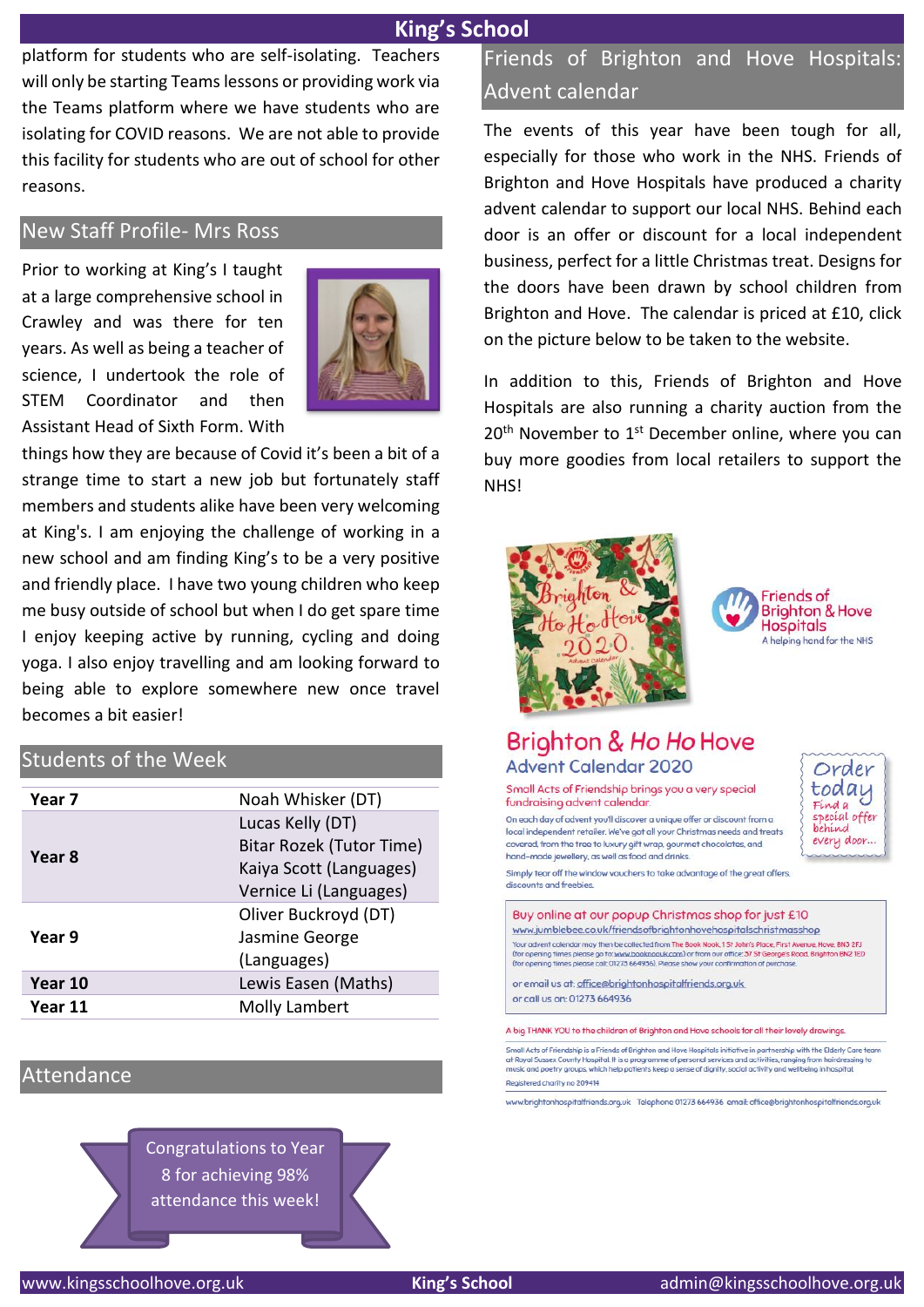platform for students who are self-isolating. Teachers will only be starting Teams lessons or providing work via the Teams platform where we have students who are isolating for COVID reasons. We are not able to provide this facility for students who are out of school for other reasons.

## New Staff Profile- Mrs Ross

Prior to working at King's I taught at a large comprehensive school in Crawley and was there for ten years. As well as being a teacher of science, I undertook the role of STEM Coordinator and then Assistant Head of Sixth Form. With things how they are because of Covid it's been a bit of a strange time to start a new job but fortunately staff members and students alike have been very welcoming at King's. I am enjoying the challenge of working in a new school and am finding King's to be a very positive and friendly place. I have two young children who keep me busy outside of school but when I do get spare time I enjoy keeping active by running, cycling and doing yoga. I also enjoy travelling and am looking forward to being able to explore somewhere new once travel becomes a bit easier!

## Students of the Week

| | |
|---|---|
| **Year 7** | Noah Whisker (DT) |
| **Year 8** | Lucas Kelly (DT)<br>Bitar Rozek (Tutor Time)<br>Kaiya Scott (Languages)<br>Vernice Li (Languages) |
| **Year 9** | Oliver Buckroyd (DT)<br>Jasmine George (Languages) |
| **Year 10** | Lewis Easen (Maths) |
| **Year 11** | Molly Lambert |

## Attendance

Congratulations to Year 8 for achieving 98% attendance this week!

## Friends of Brighton and Hove Hospitals: Advent calendar

The events of this year have been tough for all, especially for those who work in the NHS. Friends of Brighton and Hove Hospitals have produced a charity advent calendar to support our local NHS. Behind each door is an offer or discount for a local independent business, perfect for a little Christmas treat. Designs for the doors have been drawn by school children from Brighton and Hove. The calendar is priced at £10, click on the picture below to be taken to the website.

In addition to this, Friends of Brighton and Hove Hospitals are also running a charity auction from the 20th November to 1st December online, where you can buy more goodies from local retailers to support the NHS!

Friends of Brighton & Hove Hospitals
A helping hand for the NHS

### Brighton & Ho Ho Hove
Advent Calendar 2020

Order today
Find a special offer behind every door...

Small Acts of Friendship brings you a very special fundraising advent calendar.

On each day of advent you'll discover a unique offer or discount from a local independent retailer. We've got all your Christmas needs and treats covered, from the tree to luxury gift wrap, gourmet chocolates, and hand-made jewellery, as well as food and drinks.

Simply tear off the window vouchers to take advantage of the great offers, discounts and freebies.

Buy online at our popup Christmas shop for just £10
www.jumblebee.co.uk/friendsofbrightonhovehospitalschristmasshop
Your advent calendar may then be collected from The Book Nook, 1 St John's Place, First Avenue, Hove, BN3 2FJ (for opening times please go to: www.booknookuk.com) or from our office: 37 St George's Road, Brighton BN2 1ED (for opening times please call: 01273 664936). Please show your confirmation of purchase.

or email us at: office@brightonhospitalfriends.org.uk
or call us on: 01273 664936

A big THANK YOU to the children of Brighton and Hove schools for all their lovely drawings.

Small Acts of Friendship is a Friends of Brighton and Hove Hospitals initiative in partnership with the Elderly Care team at Royal Sussex County Hospital. It is a programme of personal services and activities, ranging from hairdressing to music and poetry groups, which help patients keep a sense of dignity, social activity and wellbeing in hospital.
Registered charity no 209414

www.brightonhospitalfriends.org.uk Telephone 01273 664936 email: office@brightonhospitalfriends.org.uk